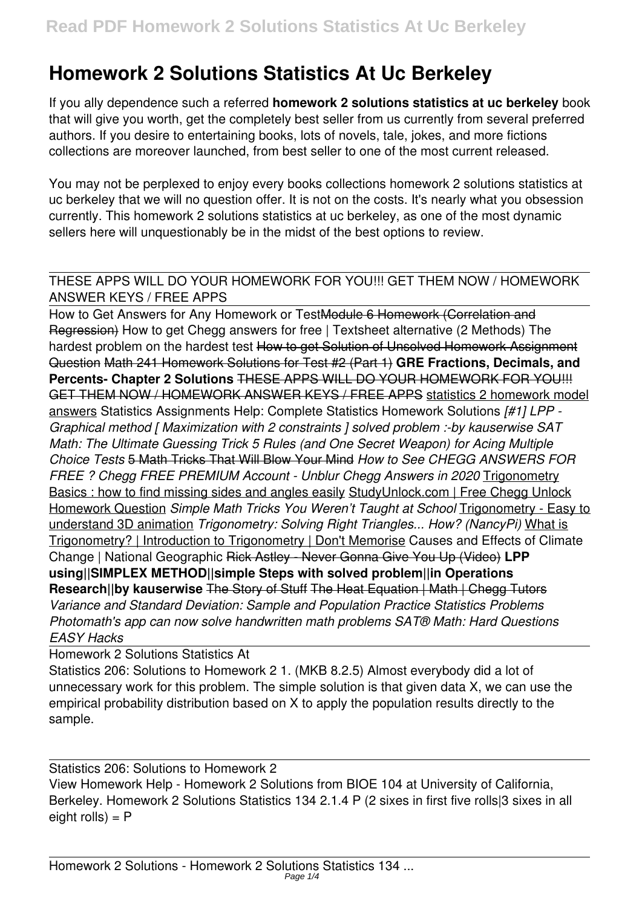# Homework 2 Solutions Statistics At Uc Berkeley

If you ally dependence such a referred **homework 2 solutions statistics at uc berkeley** book that will give you worth, get the completely best seller from us currently from several preferred authors. If you desire to entertaining books, lots of novels, tale, jokes, and more fictions collections are moreover launched, from best seller to one of the most current released.

You may not be perplexed to enjoy every books collections homework 2 solutions statistics at uc berkeley that we will no question offer. It is not on the costs. It's nearly what you obsession currently. This homework 2 solutions statistics at uc berkeley, as one of the most dynamic sellers here will unquestionably be in the midst of the best options to review.

THESE APPS WILL DO YOUR HOMEWORK FOR YOU!!! GET THEM NOW / HOMEWORK ANSWER KEYS / FREE APPS

How to Get Answers for Any Homework or Test ~~Module 6 Homework (Correlation and Regression)~~ How to get Chegg answers for free | Textsheet alternative (2 Methods) The hardest problem on the hardest test ~~How to get Solution of Unsolved Homework Assignment Question~~ ~~Math 241 Homework Solutions for Test #2 (Part 1)~~ **GRE Fractions, Decimals, and Percents- Chapter 2 Solutions** ~~THESE APPS WILL DO YOUR HOMEWORK FOR YOU!!! GET THEM NOW / HOMEWORK ANSWER KEYS / FREE APPS~~ statistics 2 homework model answers Statistics Assignments Help: Complete Statistics Homework Solutions *[#1] LPP - Graphical method [ Maximization with 2 constraints ] solved problem :-by kauserwise SAT Math: The Ultimate Guessing Trick 5 Rules (and One Secret Weapon) for Acing Multiple Choice Tests* 5 Math Tricks That Will Blow Your Mind *How to See CHEGG ANSWERS FOR FREE ? Chegg FREE PREMIUM Account - Unblur Chegg Answers in 2020* Trigonometry Basics : how to find missing sides and angles easily StudyUnlock.com | Free Chegg Unlock Homework Question *Simple Math Tricks You Weren't Taught at School* Trigonometry - Easy to understand 3D animation *Trigonometry: Solving Right Triangles... How? (NancyPi)* What is Trigonometry? | Introduction to Trigonometry | Don't Memorise Causes and Effects of Climate Change | National Geographic ~~Rick Astley - Never Gonna Give You Up (Video)~~ **LPP using||SIMPLEX METHOD||simple Steps with solved problem||in Operations Research||by kauserwise** The Story of Stuff The Heat Equation | Math | Chegg Tutors *Variance and Standard Deviation: Sample and Population Practice Statistics Problems Photomath's app can now solve handwritten math problems SAT® Math: Hard Questions EASY Hacks*

Homework 2 Solutions Statistics At

Statistics 206: Solutions to Homework 2 1. (MKB 8.2.5) Almost everybody did a lot of unnecessary work for this problem. The simple solution is that given data X, we can use the empirical probability distribution based on X to apply the population results directly to the sample.

Statistics 206: Solutions to Homework 2

View Homework Help - Homework 2 Solutions from BIOE 104 at University of California, Berkeley. Homework 2 Solutions Statistics 134 2.1.4 P (2 sixes in first five rolls|3 sixes in all eight rolls) = P

Homework 2 Solutions - Homework 2 Solutions Statistics 134 ...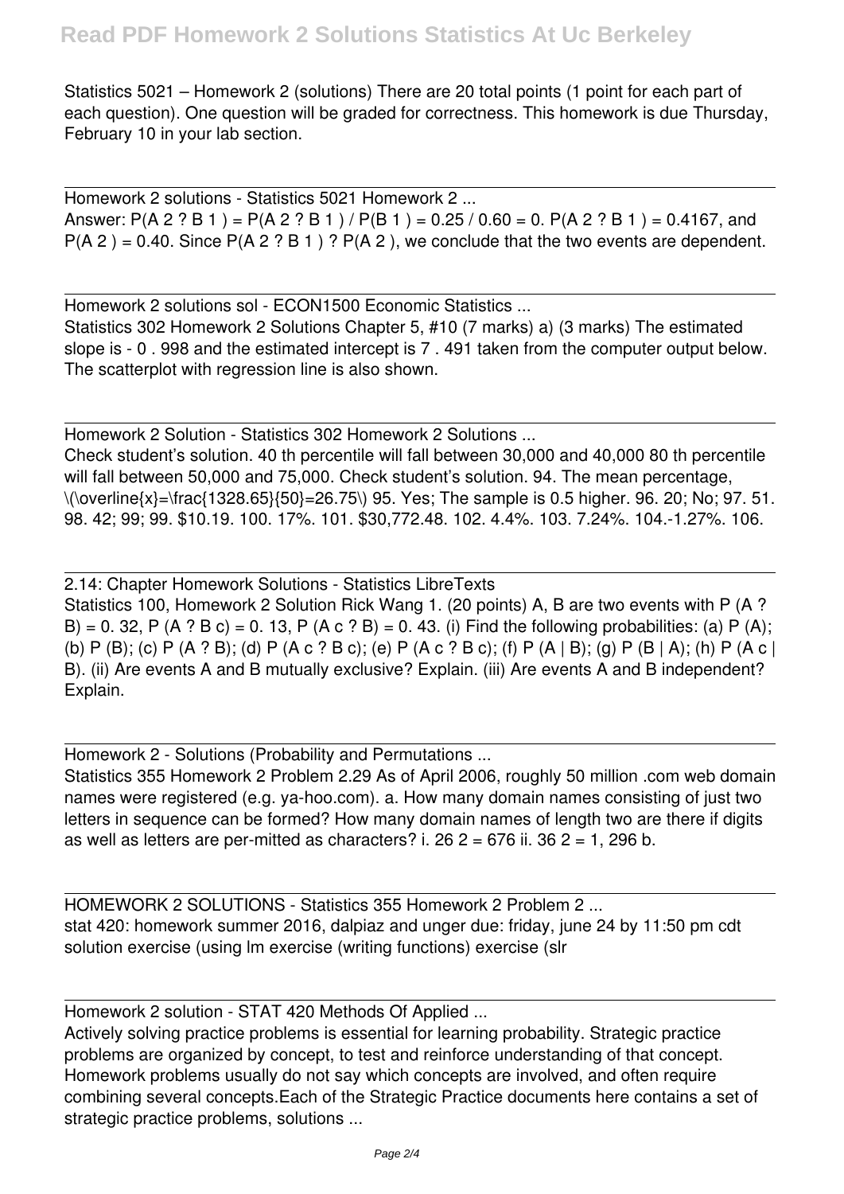Statistics 5021 – Homework 2 (solutions) There are 20 total points (1 point for each part of each question). One question will be graded for correctness. This homework is due Thursday, February 10 in your lab section.

Homework 2 solutions - Statistics 5021 Homework 2 ...
Answer: P(A 2 ? B 1 ) = P(A 2 ? B 1 ) / P(B 1 ) = 0.25 / 0.60 = 0. P(A 2 ? B 1 ) = 0.4167, and P(A 2 ) = 0.40. Since P(A 2 ? B 1 ) ? P(A 2 ), we conclude that the two events are dependent.

Homework 2 solutions sol - ECON1500 Economic Statistics ...
Statistics 302 Homework 2 Solutions Chapter 5, #10 (7 marks) a) (3 marks) The estimated slope is - 0 . 998 and the estimated intercept is 7 . 491 taken from the computer output below. The scatterplot with regression line is also shown.

Homework 2 Solution - Statistics 302 Homework 2 Solutions ...
Check student's solution. 40 th percentile will fall between 30,000 and 40,000 80 th percentile will fall between 50,000 and 75,000. Check student's solution. 94. The mean percentage, \(\overline{x}=\frac{1328.65}{50}=26.75\) 95. Yes; The sample is 0.5 higher. 96. 20; No; 97. 51. 98. 42; 99; 99. $10.19. 100. 17%. 101. $30,772.48. 102. 4.4%. 103. 7.24%. 104.-1.27%. 106.

2.14: Chapter Homework Solutions - Statistics LibreTexts
Statistics 100, Homework 2 Solution Rick Wang 1. (20 points) A, B are two events with P (A ? B) = 0. 32, P (A ? B c) = 0. 13, P (A c ? B) = 0. 43. (i) Find the following probabilities: (a) P (A); (b) P (B); (c) P (A ? B); (d) P (A c ? B c); (e) P (A c ? B c); (f) P (A | B); (g) P (B | A); (h) P (A c | B). (ii) Are events A and B mutually exclusive? Explain. (iii) Are events A and B independent? Explain.

Homework 2 - Solutions (Probability and Permutations ...
Statistics 355 Homework 2 Problem 2.29 As of April 2006, roughly 50 million .com web domain names were registered (e.g. ya-hoo.com). a. How many domain names consisting of just two letters in sequence can be formed? How many domain names of length two are there if digits as well as letters are per-mitted as characters? i. 26 2 = 676 ii. 36 2 = 1, 296 b.

HOMEWORK 2 SOLUTIONS - Statistics 355 Homework 2 Problem 2 ...
stat 420: homework summer 2016, dalpiaz and unger due: friday, june 24 by 11:50 pm cdt solution exercise (using lm exercise (writing functions) exercise (slr

Homework 2 solution - STAT 420 Methods Of Applied ...
Actively solving practice problems is essential for learning probability. Strategic practice problems are organized by concept, to test and reinforce understanding of that concept. Homework problems usually do not say which concepts are involved, and often require combining several concepts.Each of the Strategic Practice documents here contains a set of strategic practice problems, solutions ...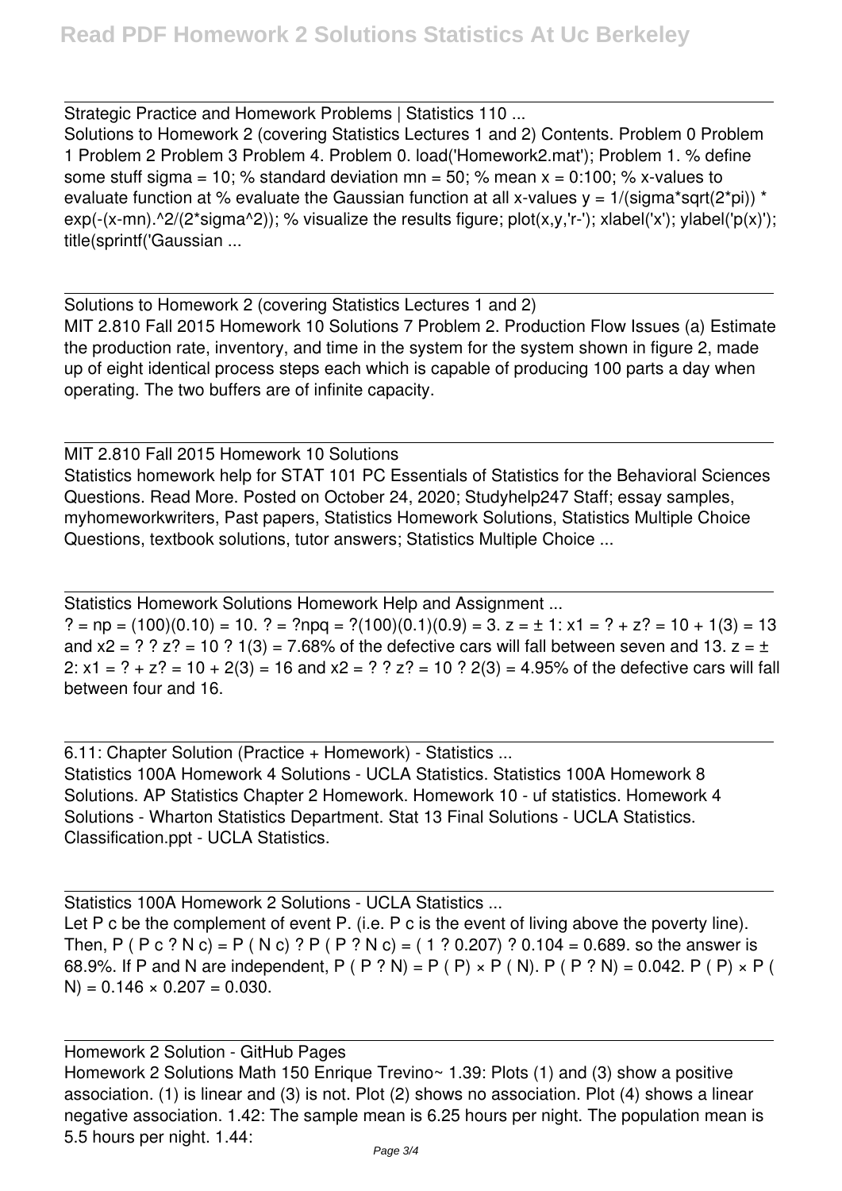Strategic Practice and Homework Problems | Statistics 110 ...

Solutions to Homework 2 (covering Statistics Lectures 1 and 2) Contents. Problem 0 Problem 1 Problem 2 Problem 3 Problem 4. Problem 0. load('Homework2.mat'); Problem 1. % define some stuff sigma = 10; % standard deviation mn = 50; % mean x = 0:100; % x-values to evaluate function at % evaluate the Gaussian function at all x-values y = 1/(sigma*sqrt(2*pi)) * exp(-(x-mn).^2/(2*sigma^2)); % visualize the results figure; plot(x,y,'r-'); xlabel('x'); ylabel('p(x)'); title(sprintf('Gaussian ...

---

Solutions to Homework 2 (covering Statistics Lectures 1 and 2)

MIT 2.810 Fall 2015 Homework 10 Solutions 7 Problem 2. Production Flow Issues (a) Estimate the production rate, inventory, and time in the system for the system shown in figure 2, made up of eight identical process steps each which is capable of producing 100 parts a day when operating. The two buffers are of infinite capacity.

---

MIT 2.810 Fall 2015 Homework 10 Solutions

Statistics homework help for STAT 101 PC Essentials of Statistics for the Behavioral Sciences Questions. Read More. Posted on October 24, 2020; Studyhelp247 Staff; essay samples, myhomeworkwriters, Past papers, Statistics Homework Solutions, Statistics Multiple Choice Questions, textbook solutions, tutor answers; Statistics Multiple Choice ...

---

Statistics Homework Solutions Homework Help and Assignment ...

? = np = (100)(0.10) = 10. ? = ?npq = ?(100)(0.1)(0.9) = 3. z = ± 1: x1 = ? + z? = 10 + 1(3) = 13 and x2 = ? ? z? = 10 ? 1(3) = 7.68% of the defective cars will fall between seven and 13. z = ± 2: x1 = ? + z? = 10 + 2(3) = 16 and x2 = ? ? z? = 10 ? 2(3) = 4.95% of the defective cars will fall between four and 16.

---

6.11: Chapter Solution (Practice + Homework) - Statistics ...

Statistics 100A Homework 4 Solutions - UCLA Statistics. Statistics 100A Homework 8 Solutions. AP Statistics Chapter 2 Homework. Homework 10 - uf statistics. Homework 4 Solutions - Wharton Statistics Department. Stat 13 Final Solutions - UCLA Statistics. Classification.ppt - UCLA Statistics.

---

Statistics 100A Homework 2 Solutions - UCLA Statistics ...

Let P c be the complement of event P. (i.e. P c is the event of living above the poverty line). Then, P ( P c ? N c) = P ( N c) ? P ( P ? N c) = ( 1 ? 0.207) ? 0.104 = 0.689. so the answer is 68.9%. If P and N are independent, P ( P ? N) = P ( P) × P ( N). P ( P ? N) = 0.042. P ( P) × P ( N) = 0.146 × 0.207 = 0.030.

---

Homework 2 Solution - GitHub Pages

Homework 2 Solutions Math 150 Enrique Trevino~ 1.39: Plots (1) and (3) show a positive association. (1) is linear and (3) is not. Plot (2) shows no association. Plot (4) shows a linear negative association. 1.42: The sample mean is 6.25 hours per night. The population mean is 5.5 hours per night. 1.44: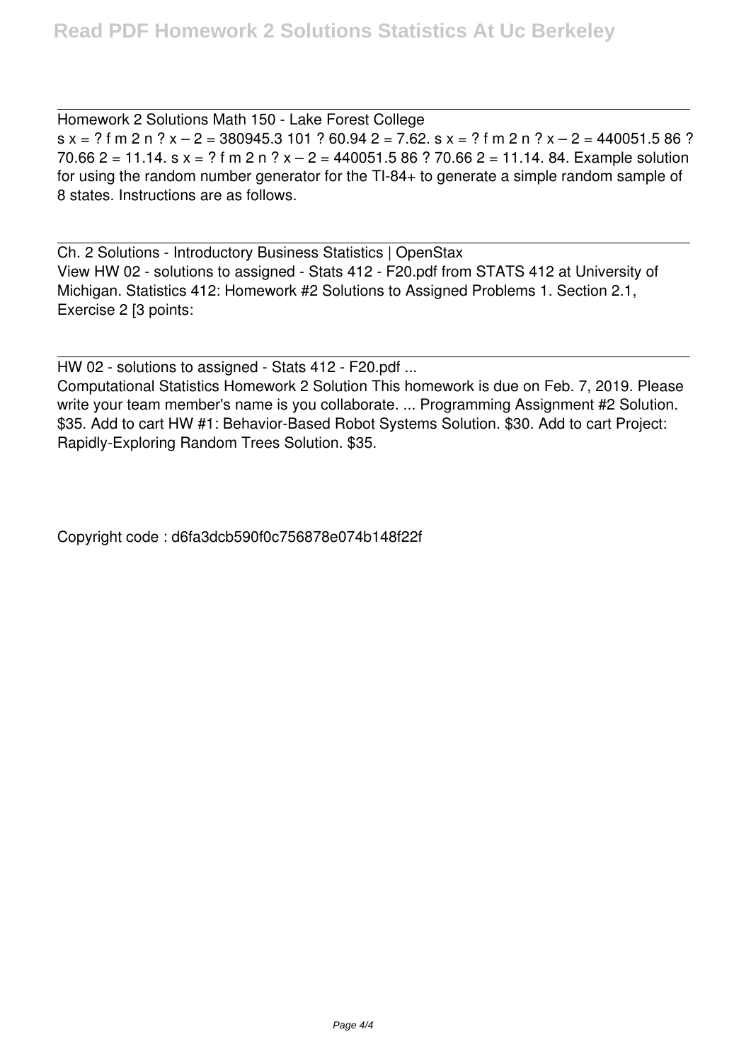Homework 2 Solutions Math 150 - Lake Forest College

s x = ? f m 2 n ? x – 2 = 380945.3 101 ? 60.94 2 = 7.62. s x = ? f m 2 n ? x – 2 = 440051.5 86 ? 70.66 2 = 11.14. s x = ? f m 2 n ? x – 2 = 440051.5 86 ? 70.66 2 = 11.14. 84. Example solution for using the random number generator for the TI-84+ to generate a simple random sample of 8 states. Instructions are as follows.

Ch. 2 Solutions - Introductory Business Statistics | OpenStax

View HW 02 - solutions to assigned - Stats 412 - F20.pdf from STATS 412 at University of Michigan. Statistics 412: Homework #2 Solutions to Assigned Problems 1. Section 2.1, Exercise 2 [3 points:

HW 02 - solutions to assigned - Stats 412 - F20.pdf ...

Computational Statistics Homework 2 Solution This homework is due on Feb. 7, 2019. Please write your team member's name is you collaborate. ... Programming Assignment #2 Solution. $35. Add to cart HW #1: Behavior-Based Robot Systems Solution. $30. Add to cart Project: Rapidly-Exploring Random Trees Solution. $35.

Copyright code : d6fa3dcb590f0c756878e074b148f22f